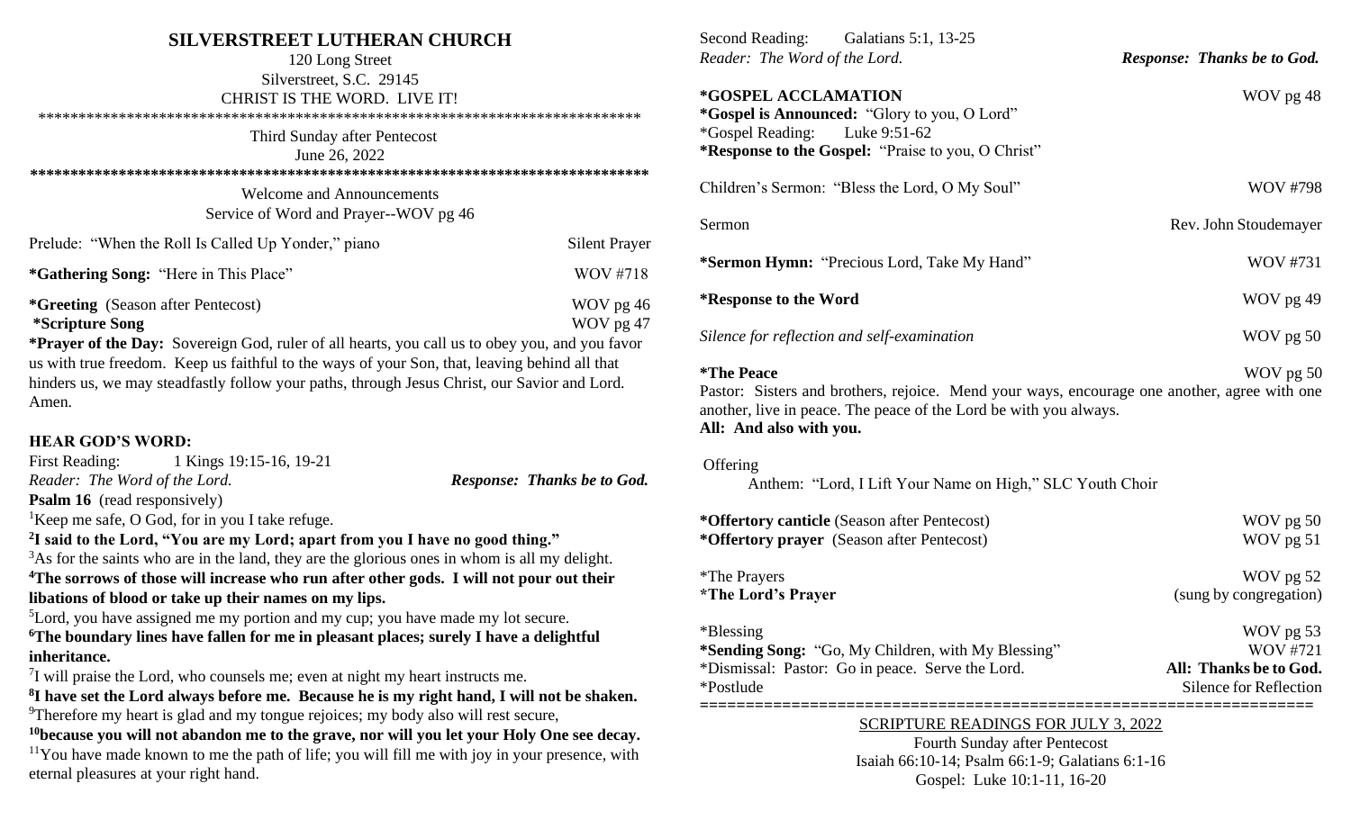# SILVERSTREET LUTHERAN CHURCH

120 Long Street
Silverstreet, S.C. 29145
CHRIST IS THE WORD. LIVE IT!

*******************************************************************************

Third Sunday after Pentecost
June 26, 2022

*******************************************************************************

Welcome and Announcements
Service of Word and Prayer--WOV pg 46

Prelude: "When the Roll Is Called Up Yonder," piano — Silent Prayer

***Gathering Song:** "Here in This Place" — WOV #718

***Greeting** (Season after Pentecost) — WOV pg 46

***Scripture Song** — WOV pg 47

***Prayer of the Day:** Sovereign God, ruler of all hearts, you call us to obey you, and you favor us with true freedom. Keep us faithful to the ways of your Son, that, leaving behind all that hinders us, we may steadfastly follow your paths, through Jesus Christ, our Savior and Lord. Amen.

## HEAR GOD'S WORD:

First Reading: 1 Kings 19:15-16, 19-21

*Reader: The Word of the Lord.* ***Response: Thanks be to God.***

**Psalm 16** (read responsively)

[1]Keep me safe, O God, for in you I take refuge.

**[2]I said to the Lord, "You are my Lord; apart from you I have no good thing."**

[3]As for the saints who are in the land, they are the glorious ones in whom is all my delight.

**[4]The sorrows of those will increase who run after other gods. I will not pour out their libations of blood or take up their names on my lips.**

[5]Lord, you have assigned me my portion and my cup; you have made my lot secure.

**[6]The boundary lines have fallen for me in pleasant places; surely I have a delightful inheritance.**

[7]I will praise the Lord, who counsels me; even at night my heart instructs me.

**[8]I have set the Lord always before me. Because he is my right hand, I will not be shaken.**

[9]Therefore my heart is glad and my tongue rejoices; my body also will rest secure,

**[10]because you will not abandon me to the grave, nor will you let your Holy One see decay.**

[11]You have made known to me the path of life; you will fill me with joy in your presence, with eternal pleasures at your right hand.

Second Reading: Galatians 5:1, 13-25

*Reader: The Word of the Lord.* ***Response: Thanks be to God.***

***GOSPEL ACCLAMATION** — WOV pg 48

***Gospel is Announced:** "Glory to you, O Lord"

*Gospel Reading: Luke 9:51-62

***Response to the Gospel:** "Praise to you, O Christ"

Children's Sermon: "Bless the Lord, O My Soul" — WOV #798

Sermon — Rev. John Stoudemayer

***Sermon Hymn:** "Precious Lord, Take My Hand" — WOV #731

***Response to the Word** — WOV pg 49

*Silence for reflection and self-examination* — WOV pg 50

***The Peace** — WOV pg 50

Pastor: Sisters and brothers, rejoice. Mend your ways, encourage one another, agree with one another, live in peace. The peace of the Lord be with you always.

**All: And also with you.**

Offering

Anthem: "Lord, I Lift Your Name on High," SLC Youth Choir

***Offertory canticle** (Season after Pentecost) — WOV pg 50

***Offertory prayer** (Season after Pentecost) — WOV pg 51

*The Prayers — WOV pg 52

***The Lord's Prayer** — (sung by congregation)

*Blessing — WOV pg 53

***Sending Song:** "Go, My Children, with My Blessing" — WOV #721

*Dismissal: Pastor: Go in peace. Serve the Lord. — **All: Thanks be to God.**

*Postlude — Silence for Reflection

================================================================

SCRIPTURE READINGS FOR JULY 3, 2022

Fourth Sunday after Pentecost
Isaiah 66:10-14; Psalm 66:1-9; Galatians 6:1-16
Gospel: Luke 10:1-11, 16-20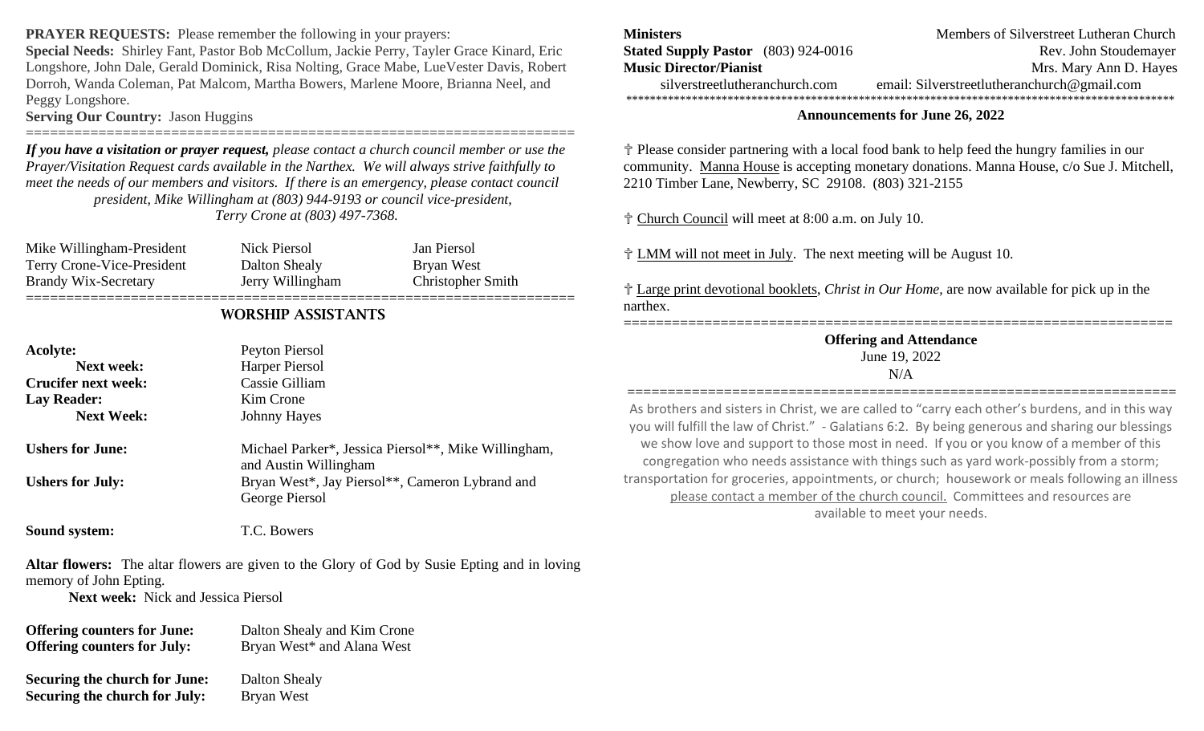**PRAYER REQUESTS:** Please remember the following in your prayers:
**Special Needs:** Shirley Fant, Pastor Bob McCollum, Jackie Perry, Tayler Grace Kinard, Eric Longshore, John Dale, Gerald Dominick, Risa Nolting, Grace Mabe, LueVester Davis, Robert Dorroh, Wanda Coleman, Pat Malcom, Martha Bowers, Marlene Moore, Brianna Neel, and Peggy Longshore.
**Serving Our Country:** Jason Huggins

---

***If you have a visitation or prayer request,*** *please contact a church council member or use the Prayer/Visitation Request cards available in the Narthex. We will always strive faithfully to meet the needs of our members and visitors. If there is an emergency, please contact council president, Mike Willingham at (803) 944-9193 or council vice-president, Terry Crone at (803) 497-7368.*

| | | |
|---|---|---|
| Mike Willingham-President | Nick Piersol | Jan Piersol |
| Terry Crone-Vice-President | Dalton Shealy | Bryan West |
| Brandy Wix-Secretary | Jerry Willingham | Christopher Smith |

---

## WORSHIP ASSISTANTS

**Acolyte:** Peyton Piersol
**Next week:** Harper Piersol
**Crucifer next week:** Cassie Gilliam
**Lay Reader:** Kim Crone
**Next Week:** Johnny Hayes

**Ushers for June:** Michael Parker*, Jessica Piersol**, Mike Willingham, and Austin Willingham
**Ushers for July:** Bryan West*, Jay Piersol**, Cameron Lybrand and George Piersol

**Sound system:** T.C. Bowers

**Altar flowers:** The altar flowers are given to the Glory of God by Susie Epting and in loving memory of John Epting.
**Next week:** Nick and Jessica Piersol

**Offering counters for June:** Dalton Shealy and Kim Crone
**Offering counters for July:** Bryan West* and Alana West

**Securing the church for June:** Dalton Shealy
**Securing the church for July:** Bryan West

**Ministers** Members of Silverstreet Lutheran Church
**Stated Supply Pastor** (803) 924-0016 Rev. John Stoudemayer
**Music Director/Pianist** Mrs. Mary Ann D. Hayes
silverstreetlutheranchurch.com email: Silverstreetlutheranchurch@gmail.com

---

## Announcements for June 26, 2022

☦ Please consider partnering with a local food bank to help feed the hungry families in our community. Manna House is accepting monetary donations. Manna House, c/o Sue J. Mitchell, 2210 Timber Lane, Newberry, SC 29108. (803) 321-2155

☦ Church Council will meet at 8:00 a.m. on July 10.

☦ LMM will not meet in July. The next meeting will be August 10.

☦ Large print devotional booklets, *Christ in Our Home,* are now available for pick up in the narthex.

---

**Offering and Attendance**
June 19, 2022
N/A

---

As brothers and sisters in Christ, we are called to "carry each other's burdens, and in this way you will fulfill the law of Christ." - Galatians 6:2. By being generous and sharing our blessings we show love and support to those most in need. If you or you know of a member of this congregation who needs assistance with things such as yard work-possibly from a storm; transportation for groceries, appointments, or church; housework or meals following an illness please contact a member of the church council. Committees and resources are available to meet your needs.